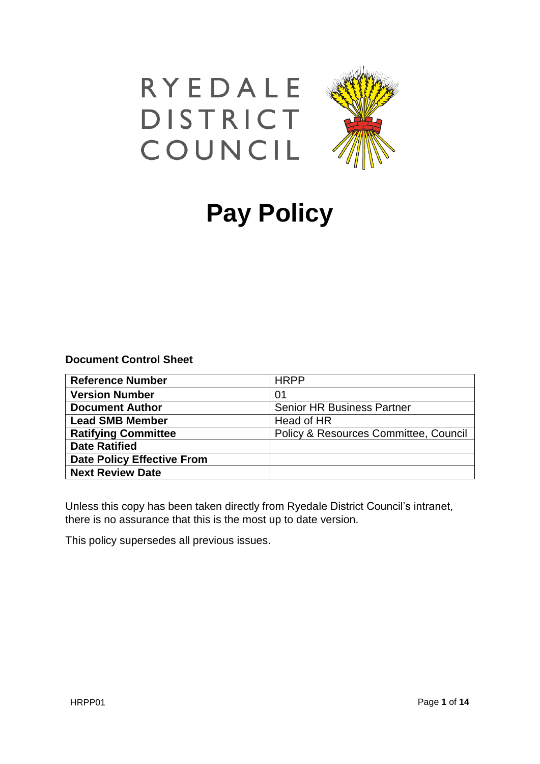RYEDALE DISTRICT COUNCIL

# Pay Policy

**Document Control Sheet**

| Reference Number | HRPP |
|---|---|
| **Version Number** | 01 |
| **Document Author** | Senior HR Business Partner |
| **Lead SMB Member** | Head of HR |
| **Ratifying Committee** | Policy & Resources Committee, Council |
| **Date Ratified** | |
| **Date Policy Effective From** | |
| **Next Review Date** | |

Unless this copy has been taken directly from Ryedale District Council's intranet, there is no assurance that this is the most up to date version.

This policy supersedes all previous issues.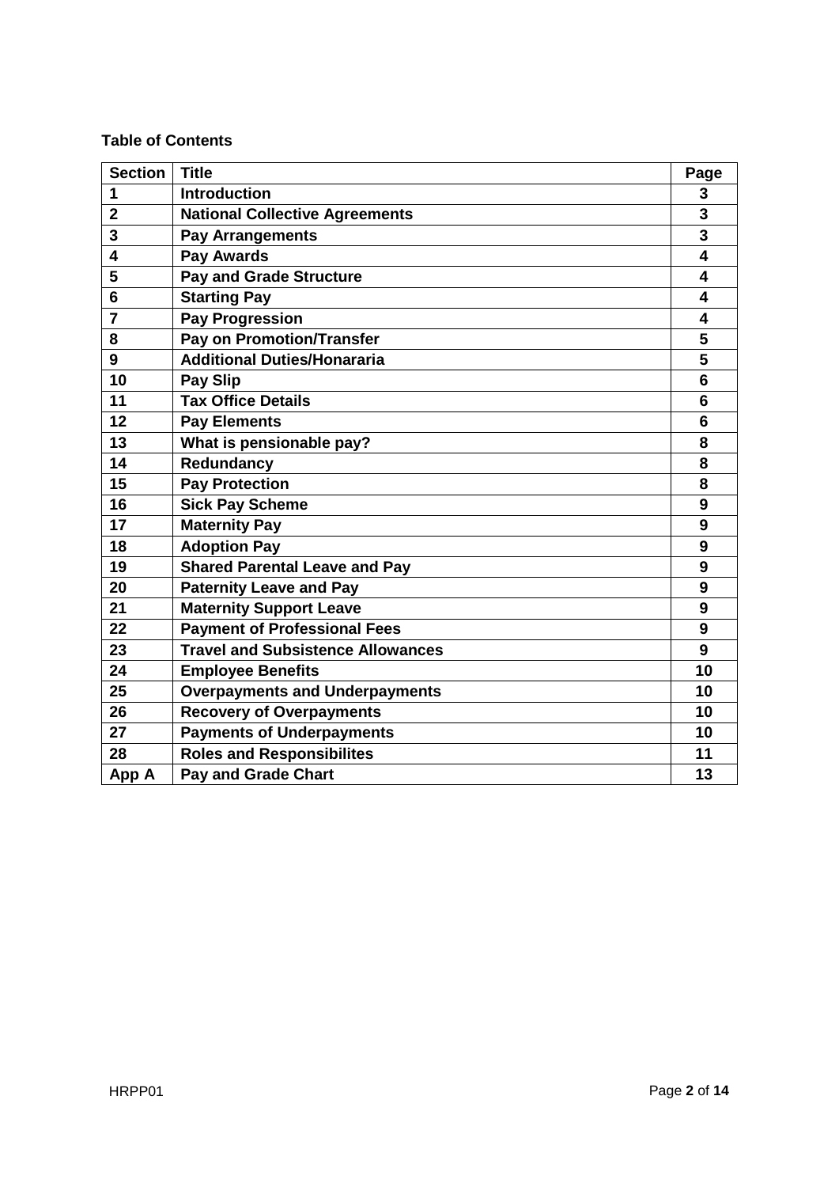**Table of Contents**

| Section | Title | Page |
|---|---|---|
| 1 | Introduction | 3 |
| 2 | National Collective Agreements | 3 |
| 3 | Pay Arrangements | 3 |
| 4 | Pay Awards | 4 |
| 5 | Pay and Grade Structure | 4 |
| 6 | Starting Pay | 4 |
| 7 | Pay Progression | 4 |
| 8 | Pay on Promotion/Transfer | 5 |
| 9 | Additional Duties/Honararia | 5 |
| 10 | Pay Slip | 6 |
| 11 | Tax Office Details | 6 |
| 12 | Pay Elements | 6 |
| 13 | What is pensionable pay? | 8 |
| 14 | Redundancy | 8 |
| 15 | Pay Protection | 8 |
| 16 | Sick Pay Scheme | 9 |
| 17 | Maternity Pay | 9 |
| 18 | Adoption Pay | 9 |
| 19 | Shared Parental Leave and Pay | 9 |
| 20 | Paternity Leave and Pay | 9 |
| 21 | Maternity Support Leave | 9 |
| 22 | Payment of Professional Fees | 9 |
| 23 | Travel and Subsistence Allowances | 9 |
| 24 | Employee Benefits | 10 |
| 25 | Overpayments and Underpayments | 10 |
| 26 | Recovery of Overpayments | 10 |
| 27 | Payments of Underpayments | 10 |
| 28 | Roles and Responsibilites | 11 |
| App A | Pay and Grade Chart | 13 |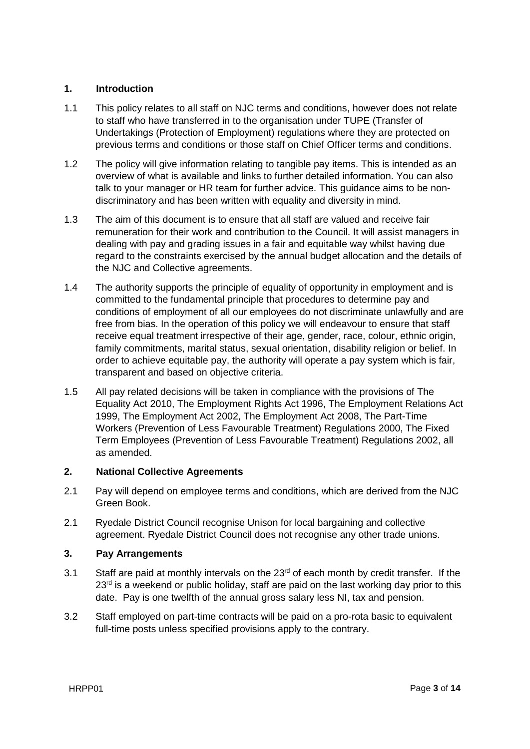## 1. Introduction

1.1 This policy relates to all staff on NJC terms and conditions, however does not relate to staff who have transferred in to the organisation under TUPE (Transfer of Undertakings (Protection of Employment) regulations where they are protected on previous terms and conditions or those staff on Chief Officer terms and conditions.

1.2 The policy will give information relating to tangible pay items. This is intended as an overview of what is available and links to further detailed information. You can also talk to your manager or HR team for further advice. This guidance aims to be non-discriminatory and has been written with equality and diversity in mind.

1.3 The aim of this document is to ensure that all staff are valued and receive fair remuneration for their work and contribution to the Council. It will assist managers in dealing with pay and grading issues in a fair and equitable way whilst having due regard to the constraints exercised by the annual budget allocation and the details of the NJC and Collective agreements.

1.4 The authority supports the principle of equality of opportunity in employment and is committed to the fundamental principle that procedures to determine pay and conditions of employment of all our employees do not discriminate unlawfully and are free from bias. In the operation of this policy we will endeavour to ensure that staff receive equal treatment irrespective of their age, gender, race, colour, ethnic origin, family commitments, marital status, sexual orientation, disability religion or belief. In order to achieve equitable pay, the authority will operate a pay system which is fair, transparent and based on objective criteria.

1.5 All pay related decisions will be taken in compliance with the provisions of The Equality Act 2010, The Employment Rights Act 1996, The Employment Relations Act 1999, The Employment Act 2002, The Employment Act 2008, The Part-Time Workers (Prevention of Less Favourable Treatment) Regulations 2000, The Fixed Term Employees (Prevention of Less Favourable Treatment) Regulations 2002, all as amended.

## 2. National Collective Agreements

2.1 Pay will depend on employee terms and conditions, which are derived from the NJC Green Book.

2.1 Ryedale District Council recognise Unison for local bargaining and collective agreement. Ryedale District Council does not recognise any other trade unions.

## 3. Pay Arrangements

3.1 Staff are paid at monthly intervals on the 23rd of each month by credit transfer. If the 23rd is a weekend or public holiday, staff are paid on the last working day prior to this date. Pay is one twelfth of the annual gross salary less NI, tax and pension.

3.2 Staff employed on part-time contracts will be paid on a pro-rota basic to equivalent full-time posts unless specified provisions apply to the contrary.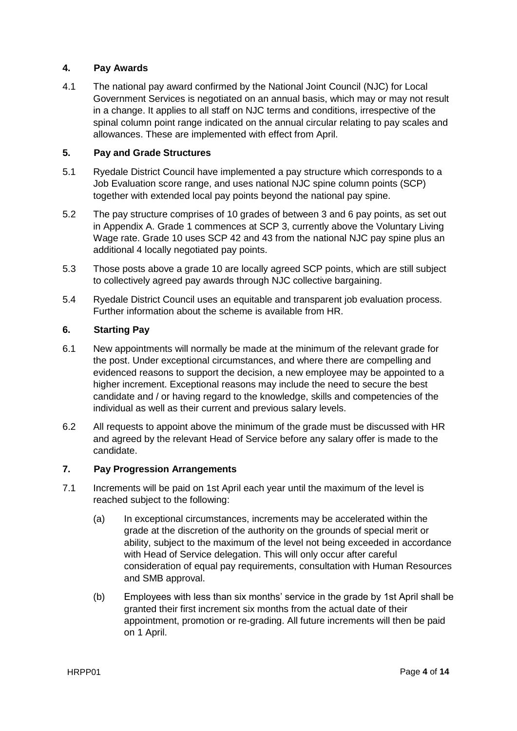## 4. Pay Awards

4.1 The national pay award confirmed by the National Joint Council (NJC) for Local Government Services is negotiated on an annual basis, which may or may not result in a change. It applies to all staff on NJC terms and conditions, irrespective of the spinal column point range indicated on the annual circular relating to pay scales and allowances. These are implemented with effect from April.

## 5. Pay and Grade Structures

5.1 Ryedale District Council have implemented a pay structure which corresponds to a Job Evaluation score range, and uses national NJC spine column points (SCP) together with extended local pay points beyond the national pay spine.

5.2 The pay structure comprises of 10 grades of between 3 and 6 pay points, as set out in Appendix A. Grade 1 commences at SCP 3, currently above the Voluntary Living Wage rate. Grade 10 uses SCP 42 and 43 from the national NJC pay spine plus an additional 4 locally negotiated pay points.

5.3 Those posts above a grade 10 are locally agreed SCP points, which are still subject to collectively agreed pay awards through NJC collective bargaining.

5.4 Ryedale District Council uses an equitable and transparent job evaluation process. Further information about the scheme is available from HR.

## 6. Starting Pay

6.1 New appointments will normally be made at the minimum of the relevant grade for the post. Under exceptional circumstances, and where there are compelling and evidenced reasons to support the decision, a new employee may be appointed to a higher increment. Exceptional reasons may include the need to secure the best candidate and / or having regard to the knowledge, skills and competencies of the individual as well as their current and previous salary levels.

6.2 All requests to appoint above the minimum of the grade must be discussed with HR and agreed by the relevant Head of Service before any salary offer is made to the candidate.

## 7. Pay Progression Arrangements

7.1 Increments will be paid on 1st April each year until the maximum of the level is reached subject to the following:

(a) In exceptional circumstances, increments may be accelerated within the grade at the discretion of the authority on the grounds of special merit or ability, subject to the maximum of the level not being exceeded in accordance with Head of Service delegation. This will only occur after careful consideration of equal pay requirements, consultation with Human Resources and SMB approval.

(b) Employees with less than six months' service in the grade by 1st April shall be granted their first increment six months from the actual date of their appointment, promotion or re-grading. All future increments will then be paid on 1 April.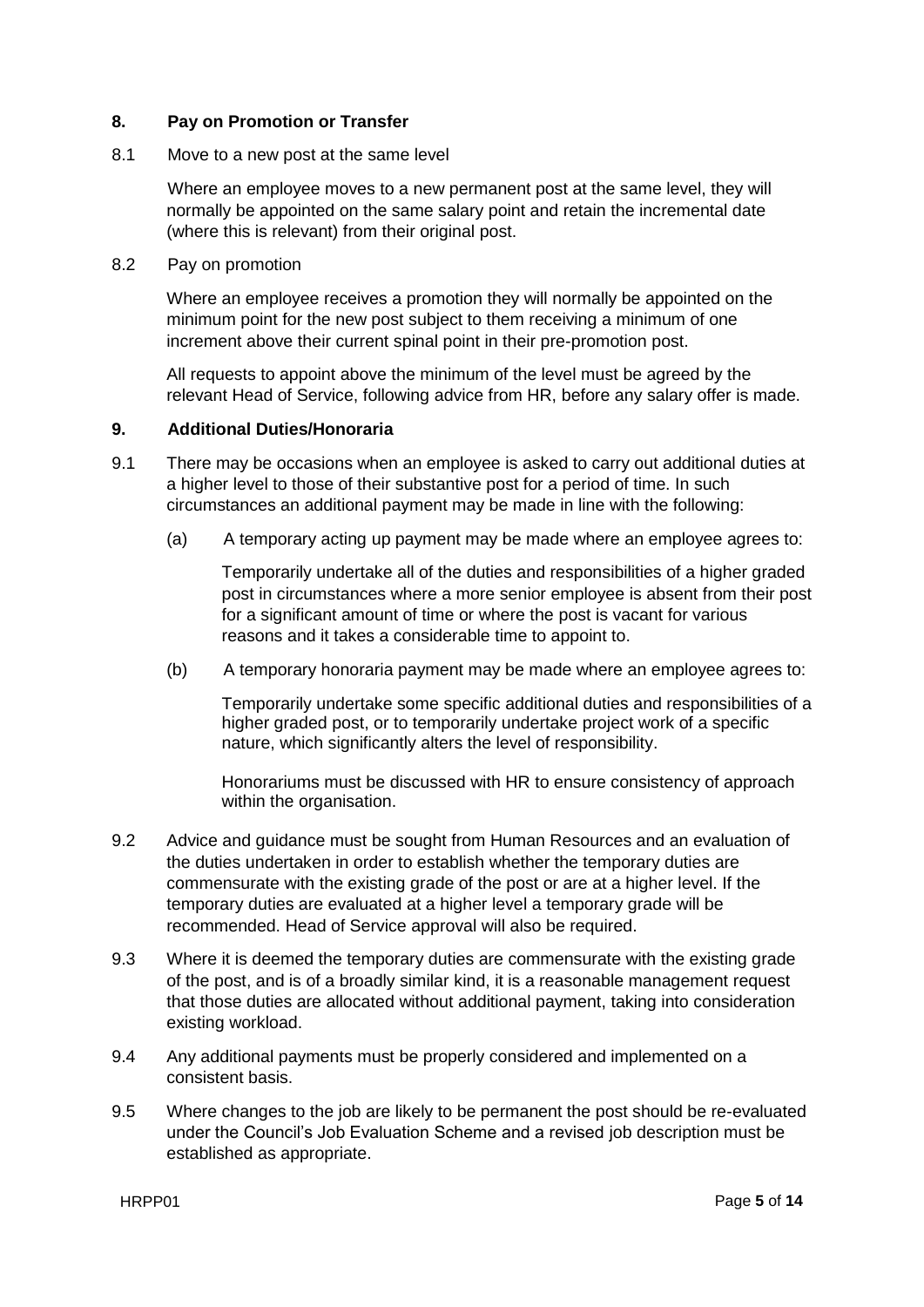## 8. Pay on Promotion or Transfer

8.1 Move to a new post at the same level

Where an employee moves to a new permanent post at the same level, they will normally be appointed on the same salary point and retain the incremental date (where this is relevant) from their original post.

8.2 Pay on promotion

Where an employee receives a promotion they will normally be appointed on the minimum point for the new post subject to them receiving a minimum of one increment above their current spinal point in their pre-promotion post.

All requests to appoint above the minimum of the level must be agreed by the relevant Head of Service, following advice from HR, before any salary offer is made.

## 9. Additional Duties/Honoraria

9.1 There may be occasions when an employee is asked to carry out additional duties at a higher level to those of their substantive post for a period of time. In such circumstances an additional payment may be made in line with the following:

(a) A temporary acting up payment may be made where an employee agrees to:

Temporarily undertake all of the duties and responsibilities of a higher graded post in circumstances where a more senior employee is absent from their post for a significant amount of time or where the post is vacant for various reasons and it takes a considerable time to appoint to.

(b) A temporary honoraria payment may be made where an employee agrees to:

Temporarily undertake some specific additional duties and responsibilities of a higher graded post, or to temporarily undertake project work of a specific nature, which significantly alters the level of responsibility.

Honorariums must be discussed with HR to ensure consistency of approach within the organisation.

9.2 Advice and guidance must be sought from Human Resources and an evaluation of the duties undertaken in order to establish whether the temporary duties are commensurate with the existing grade of the post or are at a higher level. If the temporary duties are evaluated at a higher level a temporary grade will be recommended. Head of Service approval will also be required.

9.3 Where it is deemed the temporary duties are commensurate with the existing grade of the post, and is of a broadly similar kind, it is a reasonable management request that those duties are allocated without additional payment, taking into consideration existing workload.

9.4 Any additional payments must be properly considered and implemented on a consistent basis.

9.5 Where changes to the job are likely to be permanent the post should be re-evaluated under the Council's Job Evaluation Scheme and a revised job description must be established as appropriate.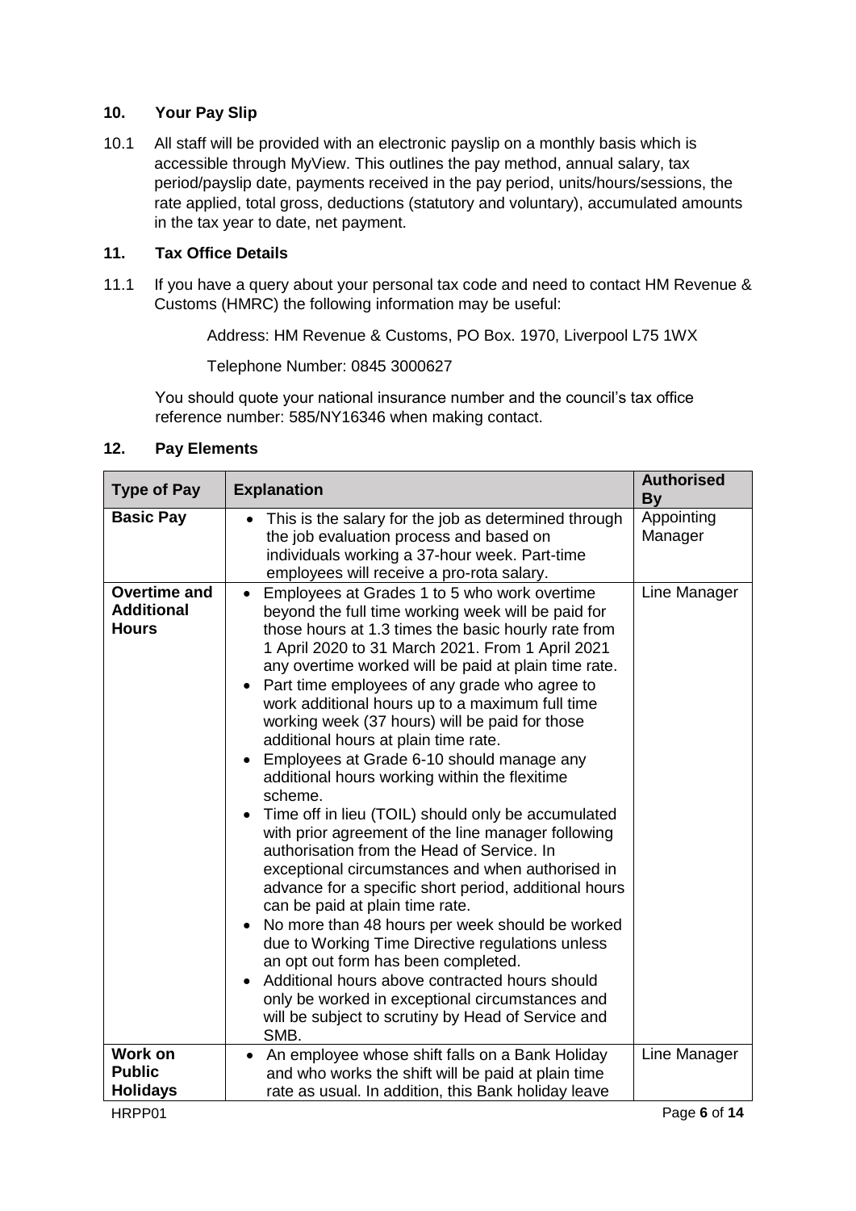## 10. Your Pay Slip

10.1 All staff will be provided with an electronic payslip on a monthly basis which is accessible through MyView. This outlines the pay method, annual salary, tax period/payslip date, payments received in the pay period, units/hours/sessions, the rate applied, total gross, deductions (statutory and voluntary), accumulated amounts in the tax year to date, net payment.

## 11. Tax Office Details

11.1 If you have a query about your personal tax code and need to contact HM Revenue & Customs (HMRC) the following information may be useful:

Address: HM Revenue & Customs, PO Box. 1970, Liverpool L75 1WX

Telephone Number: 0845 3000627

You should quote your national insurance number and the council's tax office reference number: 585/NY16346 when making contact.

## 12. Pay Elements

| Type of Pay | Explanation | Authorised By |
|---|---|---|
| **Basic Pay** | • This is the salary for the job as determined through the job evaluation process and based on individuals working a 37-hour week. Part-time employees will receive a pro-rota salary. | Appointing Manager |
| **Overtime and Additional Hours** | • Employees at Grades 1 to 5 who work overtime beyond the full time working week will be paid for those hours at 1.3 times the basic hourly rate from 1 April 2020 to 31 March 2021. From 1 April 2021 any overtime worked will be paid at plain time rate.<br>• Part time employees of any grade who agree to work additional hours up to a maximum full time working week (37 hours) will be paid for those additional hours at plain time rate.<br>• Employees at Grade 6-10 should manage any additional hours working within the flexitime scheme.<br>• Time off in lieu (TOIL) should only be accumulated with prior agreement of the line manager following authorisation from the Head of Service. In exceptional circumstances and when authorised in advance for a specific short period, additional hours can be paid at plain time rate.<br>• No more than 48 hours per week should be worked due to Working Time Directive regulations unless an opt out form has been completed.<br>• Additional hours above contracted hours should only be worked in exceptional circumstances and will be subject to scrutiny by Head of Service and SMB. | Line Manager |
| **Work on Public Holidays** | • An employee whose shift falls on a Bank Holiday and who works the shift will be paid at plain time rate as usual. In addition, this Bank holiday leave | Line Manager |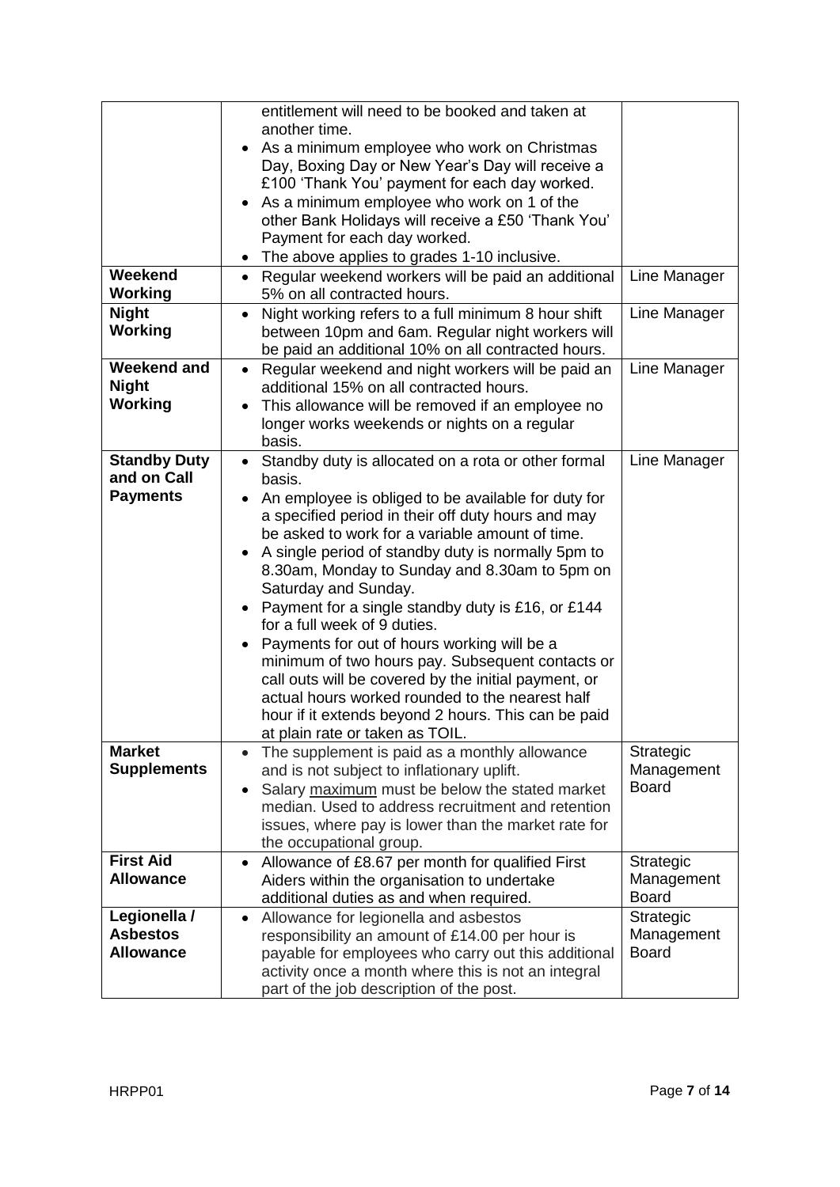| | | |
|---|---|---|
| | entitlement will need to be booked and taken at another time.<br>• As a minimum employee who work on Christmas Day, Boxing Day or New Year's Day will receive a £100 'Thank You' payment for each day worked.<br>• As a minimum employee who work on 1 of the other Bank Holidays will receive a £50 'Thank You' Payment for each day worked.<br>• The above applies to grades 1-10 inclusive. | |
| **Weekend Working** | • Regular weekend workers will be paid an additional 5% on all contracted hours. | Line Manager |
| **Night Working** | • Night working refers to a full minimum 8 hour shift between 10pm and 6am. Regular night workers will be paid an additional 10% on all contracted hours. | Line Manager |
| **Weekend and Night Working** | • Regular weekend and night workers will be paid an additional 15% on all contracted hours.<br>• This allowance will be removed if an employee no longer works weekends or nights on a regular basis. | Line Manager |
| **Standby Duty and on Call Payments** | • Standby duty is allocated on a rota or other formal basis.<br>• An employee is obliged to be available for duty for a specified period in their off duty hours and may be asked to work for a variable amount of time.<br>• A single period of standby duty is normally 5pm to 8.30am, Monday to Sunday and 8.30am to 5pm on Saturday and Sunday.<br>• Payment for a single standby duty is £16, or £144 for a full week of 9 duties.<br>• Payments for out of hours working will be a minimum of two hours pay. Subsequent contacts or call outs will be covered by the initial payment, or actual hours worked rounded to the nearest half hour if it extends beyond 2 hours. This can be paid at plain rate or taken as TOIL. | Line Manager |
| **Market Supplements** | • The supplement is paid as a monthly allowance and is not subject to inflationary uplift.<br>• Salary maximum must be below the stated market median. Used to address recruitment and retention issues, where pay is lower than the market rate for the occupational group. | Strategic Management Board |
| **First Aid Allowance** | • Allowance of £8.67 per month for qualified First Aiders within the organisation to undertake additional duties as and when required. | Strategic Management Board |
| **Legionella / Asbestos Allowance** | • Allowance for legionella and asbestos responsibility an amount of £14.00 per hour is payable for employees who carry out this additional activity once a month where this is not an integral part of the job description of the post. | Strategic Management Board |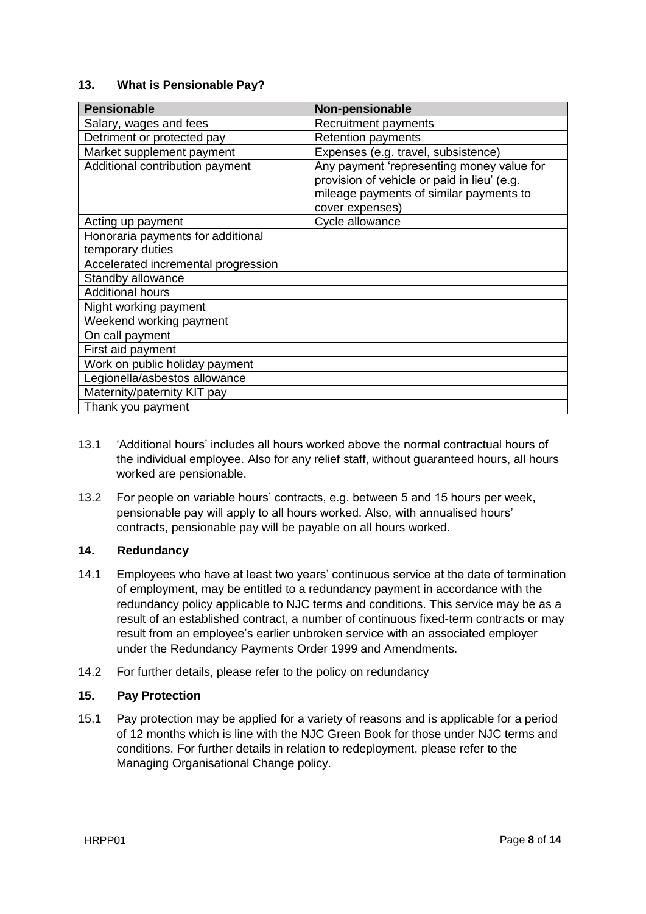## 13. What is Pensionable Pay?

| Pensionable | Non-pensionable |
| --- | --- |
| Salary, wages and fees | Recruitment payments |
| Detriment or protected pay | Retention payments |
| Market supplement payment | Expenses (e.g. travel, subsistence) |
| Additional contribution payment | Any payment 'representing money value for provision of vehicle or paid in lieu' (e.g. mileage payments of similar payments to cover expenses) |
| Acting up payment | Cycle allowance |
| Honoraria payments for additional temporary duties | |
| Accelerated incremental progression | |
| Standby allowance | |
| Additional hours | |
| Night working payment | |
| Weekend working payment | |
| On call payment | |
| First aid payment | |
| Work on public holiday payment | |
| Legionella/asbestos allowance | |
| Maternity/paternity KIT pay | |
| Thank you payment | |

13.1 'Additional hours' includes all hours worked above the normal contractual hours of the individual employee. Also for any relief staff, without guaranteed hours, all hours worked are pensionable.

13.2 For people on variable hours' contracts, e.g. between 5 and 15 hours per week, pensionable pay will apply to all hours worked. Also, with annualised hours' contracts, pensionable pay will be payable on all hours worked.

## 14. Redundancy

14.1 Employees who have at least two years' continuous service at the date of termination of employment, may be entitled to a redundancy payment in accordance with the redundancy policy applicable to NJC terms and conditions. This service may be as a result of an established contract, a number of continuous fixed-term contracts or may result from an employee's earlier unbroken service with an associated employer under the Redundancy Payments Order 1999 and Amendments.

14.2 For further details, please refer to the policy on redundancy

## 15. Pay Protection

15.1 Pay protection may be applied for a variety of reasons and is applicable for a period of 12 months which is line with the NJC Green Book for those under NJC terms and conditions. For further details in relation to redeployment, please refer to the Managing Organisational Change policy.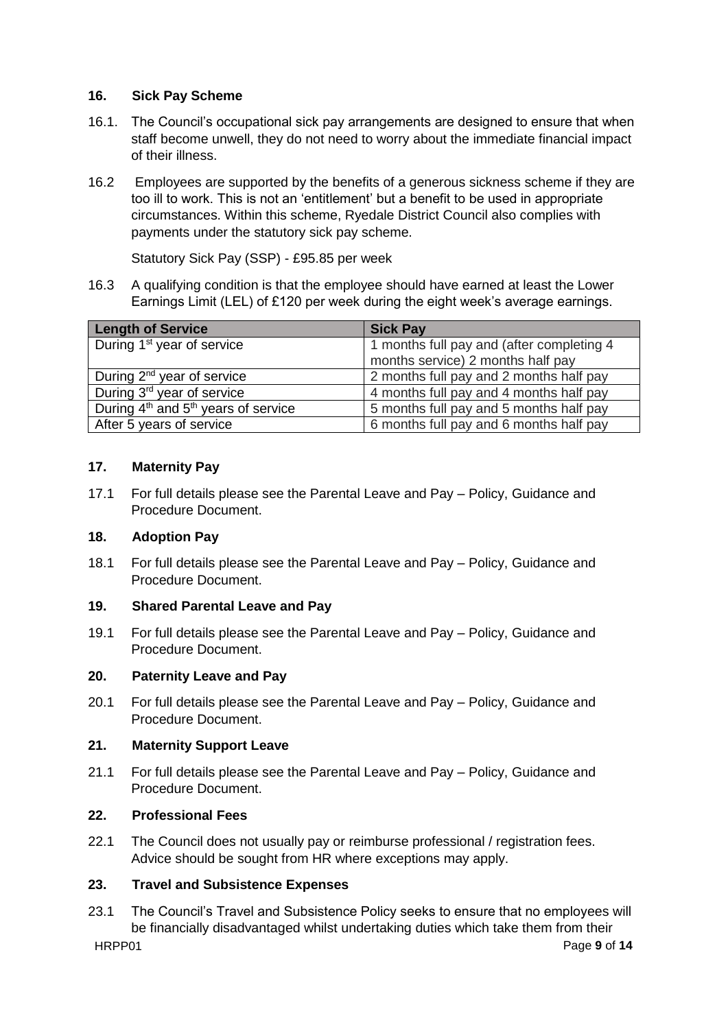## 16. Sick Pay Scheme

16.1. The Council's occupational sick pay arrangements are designed to ensure that when staff become unwell, they do not need to worry about the immediate financial impact of their illness.

16.2 Employees are supported by the benefits of a generous sickness scheme if they are too ill to work. This is not an 'entitlement' but a benefit to be used in appropriate circumstances. Within this scheme, Ryedale District Council also complies with payments under the statutory sick pay scheme.

Statutory Sick Pay (SSP) - £95.85 per week

16.3 A qualifying condition is that the employee should have earned at least the Lower Earnings Limit (LEL) of £120 per week during the eight week's average earnings.

| Length of Service | Sick Pay |
|---|---|
| During 1st year of service | 1 months full pay and (after completing 4 months service) 2 months half pay |
| During 2nd year of service | 2 months full pay and 2 months half pay |
| During 3rd year of service | 4 months full pay and 4 months half pay |
| During 4th and 5th years of service | 5 months full pay and 5 months half pay |
| After 5 years of service | 6 months full pay and 6 months half pay |

## 17. Maternity Pay

17.1 For full details please see the Parental Leave and Pay – Policy, Guidance and Procedure Document.

## 18. Adoption Pay

18.1 For full details please see the Parental Leave and Pay – Policy, Guidance and Procedure Document.

## 19. Shared Parental Leave and Pay

19.1 For full details please see the Parental Leave and Pay – Policy, Guidance and Procedure Document.

## 20. Paternity Leave and Pay

20.1 For full details please see the Parental Leave and Pay – Policy, Guidance and Procedure Document.

## 21. Maternity Support Leave

21.1 For full details please see the Parental Leave and Pay – Policy, Guidance and Procedure Document.

## 22. Professional Fees

22.1 The Council does not usually pay or reimburse professional / registration fees. Advice should be sought from HR where exceptions may apply.

## 23. Travel and Subsistence Expenses

23.1 The Council's Travel and Subsistence Policy seeks to ensure that no employees will be financially disadvantaged whilst undertaking duties which take them from their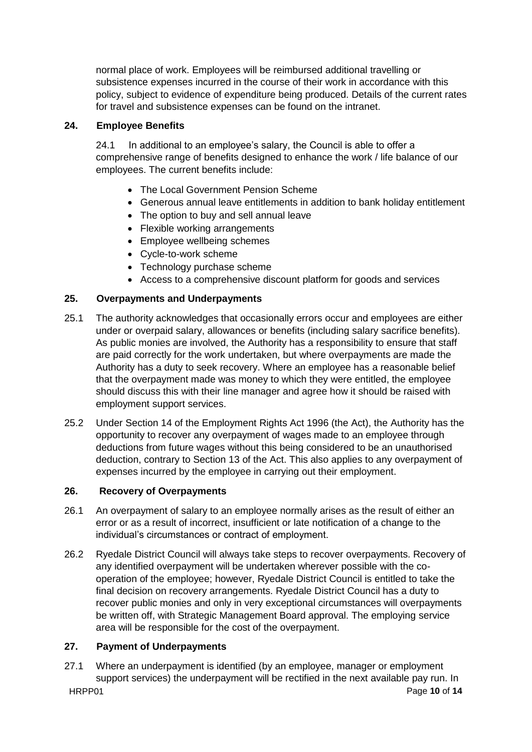normal place of work. Employees will be reimbursed additional travelling or subsistence expenses incurred in the course of their work in accordance with this policy, subject to evidence of expenditure being produced. Details of the current rates for travel and subsistence expenses can be found on the intranet.

## 24. Employee Benefits

24.1 In additional to an employee's salary, the Council is able to offer a comprehensive range of benefits designed to enhance the work / life balance of our employees. The current benefits include:

- The Local Government Pension Scheme
- Generous annual leave entitlements in addition to bank holiday entitlement
- The option to buy and sell annual leave
- Flexible working arrangements
- Employee wellbeing schemes
- Cycle-to-work scheme
- Technology purchase scheme
- Access to a comprehensive discount platform for goods and services

## 25. Overpayments and Underpayments

25.1 The authority acknowledges that occasionally errors occur and employees are either under or overpaid salary, allowances or benefits (including salary sacrifice benefits). As public monies are involved, the Authority has a responsibility to ensure that staff are paid correctly for the work undertaken, but where overpayments are made the Authority has a duty to seek recovery. Where an employee has a reasonable belief that the overpayment made was money to which they were entitled, the employee should discuss this with their line manager and agree how it should be raised with employment support services.

25.2 Under Section 14 of the Employment Rights Act 1996 (the Act), the Authority has the opportunity to recover any overpayment of wages made to an employee through deductions from future wages without this being considered to be an unauthorised deduction, contrary to Section 13 of the Act. This also applies to any overpayment of expenses incurred by the employee in carrying out their employment.

## 26. Recovery of Overpayments

26.1 An overpayment of salary to an employee normally arises as the result of either an error or as a result of incorrect, insufficient or late notification of a change to the individual's circumstances or contract of employment.

26.2 Ryedale District Council will always take steps to recover overpayments. Recovery of any identified overpayment will be undertaken wherever possible with the co-operation of the employee; however, Ryedale District Council is entitled to take the final decision on recovery arrangements. Ryedale District Council has a duty to recover public monies and only in very exceptional circumstances will overpayments be written off, with Strategic Management Board approval. The employing service area will be responsible for the cost of the overpayment.

## 27. Payment of Underpayments

27.1 Where an underpayment is identified (by an employee, manager or employment support services) the underpayment will be rectified in the next available pay run. In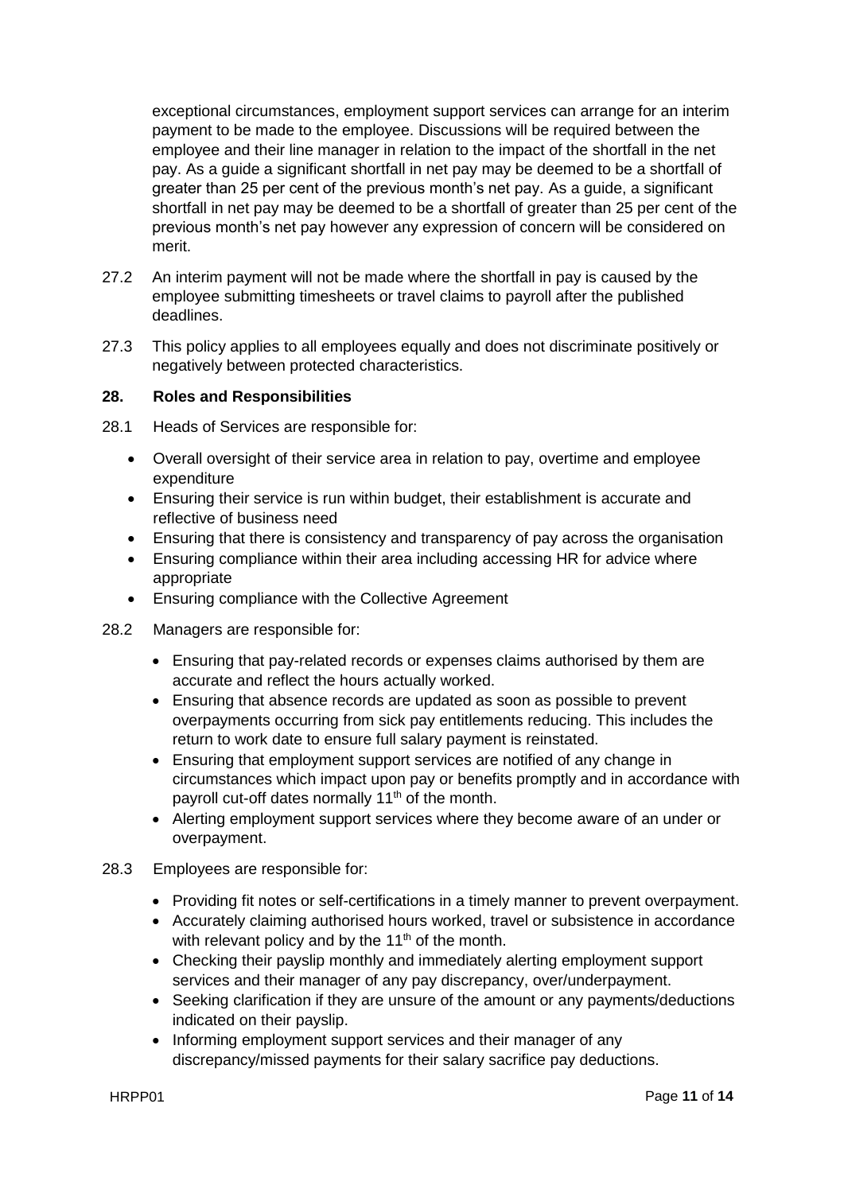exceptional circumstances, employment support services can arrange for an interim payment to be made to the employee. Discussions will be required between the employee and their line manager in relation to the impact of the shortfall in the net pay. As a guide a significant shortfall in net pay may be deemed to be a shortfall of greater than 25 per cent of the previous month's net pay. As a guide, a significant shortfall in net pay may be deemed to be a shortfall of greater than 25 per cent of the previous month's net pay however any expression of concern will be considered on merit.

27.2 An interim payment will not be made where the shortfall in pay is caused by the employee submitting timesheets or travel claims to payroll after the published deadlines.

27.3 This policy applies to all employees equally and does not discriminate positively or negatively between protected characteristics.

## 28. Roles and Responsibilities

28.1 Heads of Services are responsible for:

- Overall oversight of their service area in relation to pay, overtime and employee expenditure
- Ensuring their service is run within budget, their establishment is accurate and reflective of business need
- Ensuring that there is consistency and transparency of pay across the organisation
- Ensuring compliance within their area including accessing HR for advice where appropriate
- Ensuring compliance with the Collective Agreement

28.2 Managers are responsible for:

- Ensuring that pay-related records or expenses claims authorised by them are accurate and reflect the hours actually worked.
- Ensuring that absence records are updated as soon as possible to prevent overpayments occurring from sick pay entitlements reducing. This includes the return to work date to ensure full salary payment is reinstated.
- Ensuring that employment support services are notified of any change in circumstances which impact upon pay or benefits promptly and in accordance with payroll cut-off dates normally 11th of the month.
- Alerting employment support services where they become aware of an under or overpayment.

28.3 Employees are responsible for:

- Providing fit notes or self-certifications in a timely manner to prevent overpayment.
- Accurately claiming authorised hours worked, travel or subsistence in accordance with relevant policy and by the 11th of the month.
- Checking their payslip monthly and immediately alerting employment support services and their manager of any pay discrepancy, over/underpayment.
- Seeking clarification if they are unsure of the amount or any payments/deductions indicated on their payslip.
- Informing employment support services and their manager of any discrepancy/missed payments for their salary sacrifice pay deductions.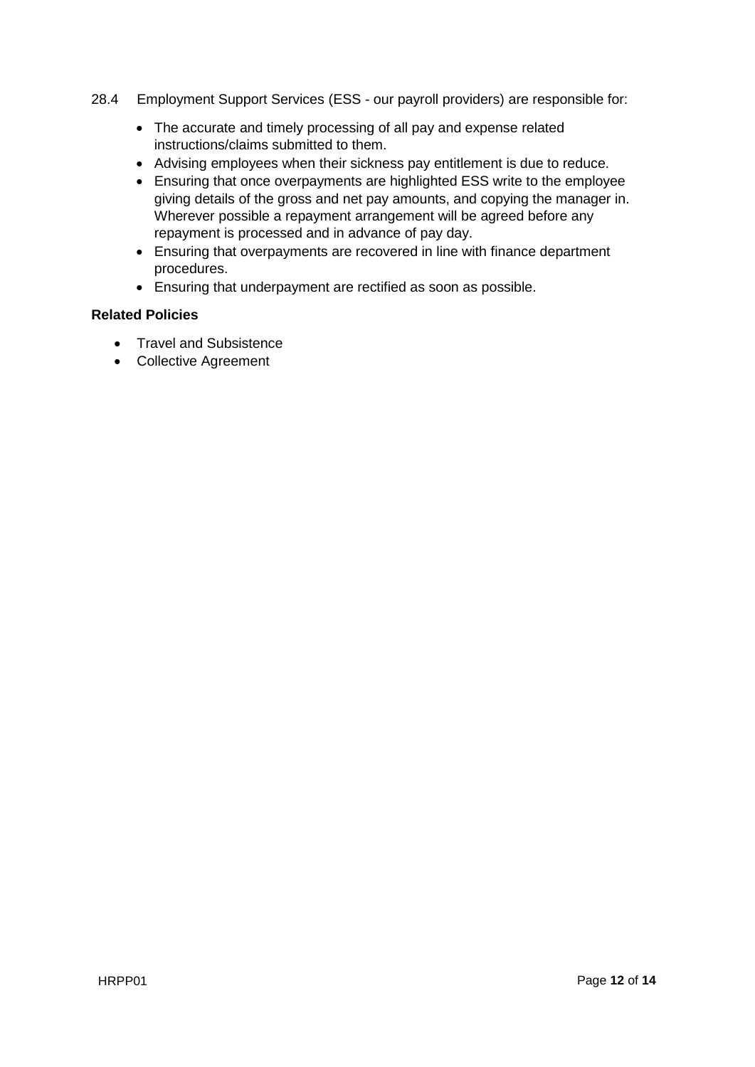28.4 Employment Support Services (ESS - our payroll providers) are responsible for:

- The accurate and timely processing of all pay and expense related instructions/claims submitted to them.
- Advising employees when their sickness pay entitlement is due to reduce.
- Ensuring that once overpayments are highlighted ESS write to the employee giving details of the gross and net pay amounts, and copying the manager in. Wherever possible a repayment arrangement will be agreed before any repayment is processed and in advance of pay day.
- Ensuring that overpayments are recovered in line with finance department procedures.
- Ensuring that underpayment are rectified as soon as possible.

**Related Policies**

- Travel and Subsistence
- Collective Agreement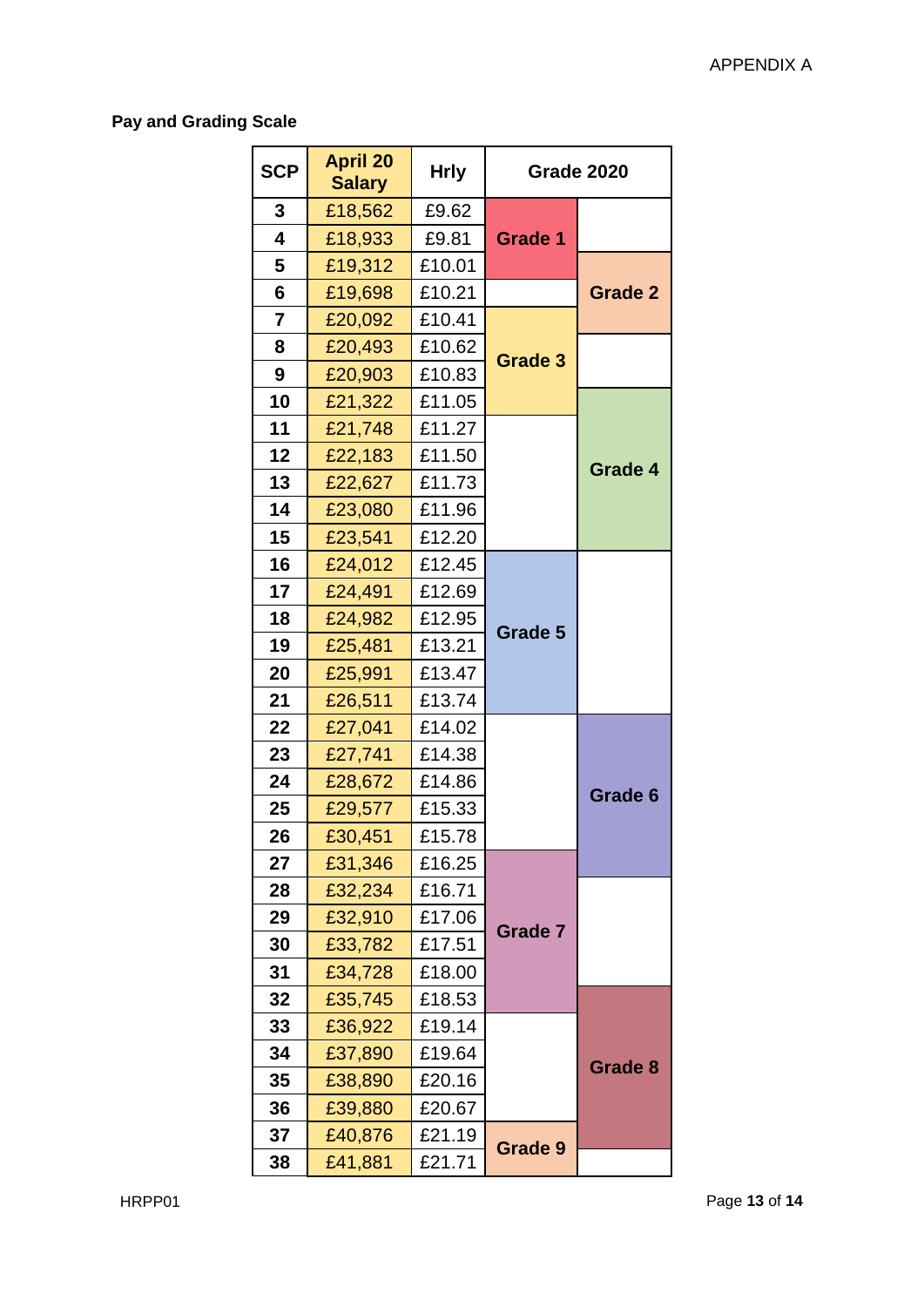## Pay and Grading Scale

| SCP | April 20 Salary | Hrly | Grade 2020 | |
|---|---|---|---|---|
| 3 | £18,562 | £9.62 | Grade 1 | |
| 4 | £18,933 | £9.81 | Grade 1 | |
| 5 | £19,312 | £10.01 | Grade 1 | Grade 2 |
| 6 | £19,698 | £10.21 | | Grade 2 |
| 7 | £20,092 | £10.41 | Grade 3 | Grade 2 |
| 8 | £20,493 | £10.62 | Grade 3 | |
| 9 | £20,903 | £10.83 | Grade 3 | |
| 10 | £21,322 | £11.05 | Grade 3 | Grade 4 |
| 11 | £21,748 | £11.27 | | Grade 4 |
| 12 | £22,183 | £11.50 | | Grade 4 |
| 13 | £22,627 | £11.73 | | Grade 4 |
| 14 | £23,080 | £11.96 | | Grade 4 |
| 15 | £23,541 | £12.20 | | Grade 4 |
| 16 | £24,012 | £12.45 | Grade 5 | |
| 17 | £24,491 | £12.69 | Grade 5 | |
| 18 | £24,982 | £12.95 | Grade 5 | |
| 19 | £25,481 | £13.21 | Grade 5 | |
| 20 | £25,991 | £13.47 | Grade 5 | |
| 21 | £26,511 | £13.74 | Grade 5 | |
| 22 | £27,041 | £14.02 | | Grade 6 |
| 23 | £27,741 | £14.38 | | Grade 6 |
| 24 | £28,672 | £14.86 | | Grade 6 |
| 25 | £29,577 | £15.33 | | Grade 6 |
| 26 | £30,451 | £15.78 | | Grade 6 |
| 27 | £31,346 | £16.25 | Grade 7 | Grade 6 |
| 28 | £32,234 | £16.71 | Grade 7 | |
| 29 | £32,910 | £17.06 | Grade 7 | |
| 30 | £33,782 | £17.51 | Grade 7 | |
| 31 | £34,728 | £18.00 | Grade 7 | |
| 32 | £35,745 | £18.53 | Grade 7 | Grade 8 |
| 33 | £36,922 | £19.14 | | Grade 8 |
| 34 | £37,890 | £19.64 | | Grade 8 |
| 35 | £38,890 | £20.16 | | Grade 8 |
| 36 | £39,880 | £20.67 | | Grade 8 |
| 37 | £40,876 | £21.19 | Grade 9 | Grade 8 |
| 38 | £41,881 | £21.71 | Grade 9 | |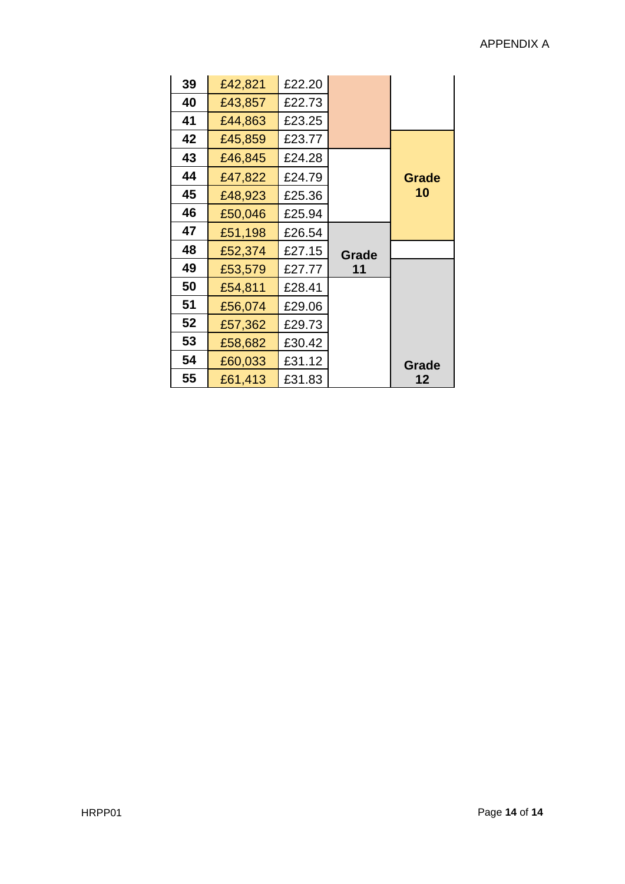| | | | | |
|---|---|---|---|---|
| 39 | £42,821 | £22.20 | | |
| 40 | £43,857 | £22.73 | | |
| 41 | £44,863 | £23.25 | | |
| 42 | £45,859 | £23.77 | | Grade 10 |
| 43 | £46,845 | £24.28 | | |
| 44 | £47,822 | £24.79 | | |
| 45 | £48,923 | £25.36 | | |
| 46 | £50,046 | £25.94 | | |
| 47 | £51,198 | £26.54 | Grade 11 | |
| 48 | £52,374 | £27.15 | | |
| 49 | £53,579 | £27.77 | | Grade 12 |
| 50 | £54,811 | £28.41 | | |
| 51 | £56,074 | £29.06 | | |
| 52 | £57,362 | £29.73 | | |
| 53 | £58,682 | £30.42 | | |
| 54 | £60,033 | £31.12 | | |
| 55 | £61,413 | £31.83 | | |